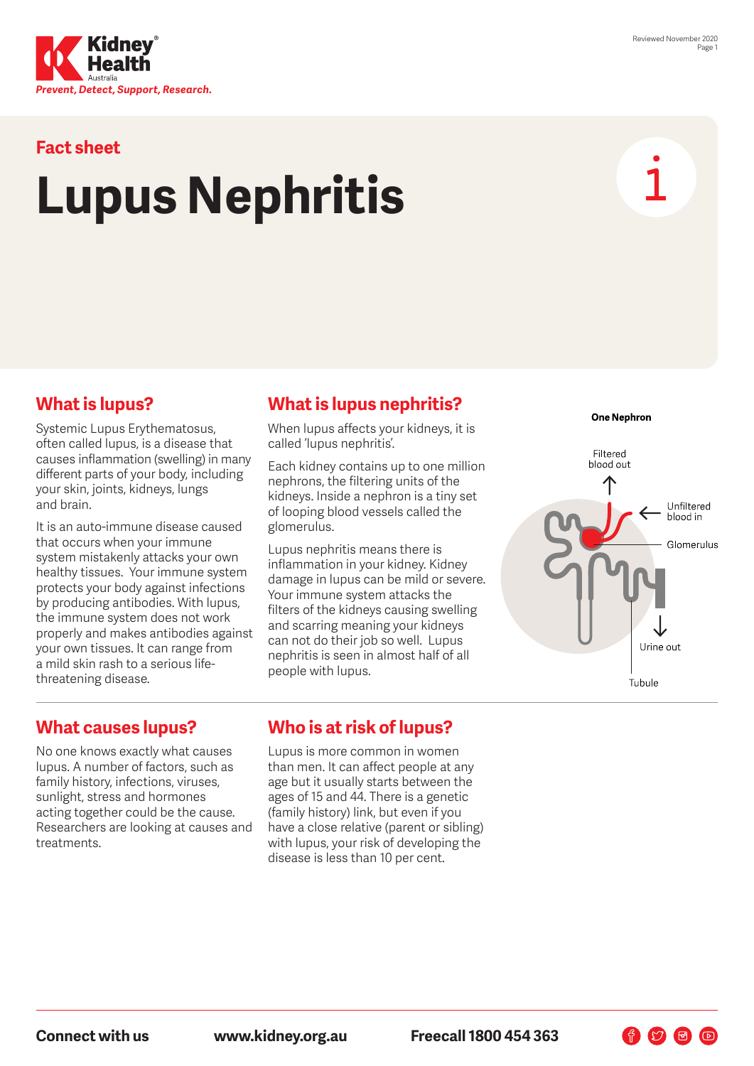Kidney Health Australia

*Prevent, Detect, Support, Research.*

Reviewed November 2020

## Fact sheet

# Lupus Nephritis

## What is lupus?

Systemic Lupus Erythematosus, often called lupus, is a disease that causes inflammation (swelling) in many different parts of your body, including your skin, joints, kidneys, lungs and brain.

It is an auto-immune disease caused that occurs when your immune system mistakenly attacks your own healthy tissues. Your immune system protects your body against infections by producing antibodies. With lupus, the immune system does not work properly and makes antibodies against your own tissues. It can range from a mild skin rash to a serious life-threatening disease.

## What is lupus nephritis?

When lupus affects your kidneys, it is called 'lupus nephritis'.

Each kidney contains up to one million nephrons, the filtering units of the kidneys. Inside a nephron is a tiny set of looping blood vessels called the glomerulus.

Lupus nephritis means there is inflammation in your kidney. Kidney damage in lupus can be mild or severe. Your immune system attacks the filters of the kidneys causing swelling and scarring meaning your kidneys can not do their job so well. Lupus nephritis is seen in almost half of all people with lupus.

**One Nephron**

Filtered blood out

Unfiltered blood in

Glomerulus

Urine out

Tubule

## What causes lupus?

No one knows exactly what causes lupus. A number of factors, such as family history, infections, viruses, sunlight, stress and hormones acting together could be the cause. Researchers are looking at causes and treatments.

## Who is at risk of lupus?

Lupus is more common in women than men. It can affect people at any age but it usually starts between the ages of 15 and 44. There is a genetic (family history) link, but even if you have a close relative (parent or sibling) with lupus, your risk of developing the disease is less than 10 per cent.

**Connect with us** **www.kidney.org.au** **Freecall 1800 454 363**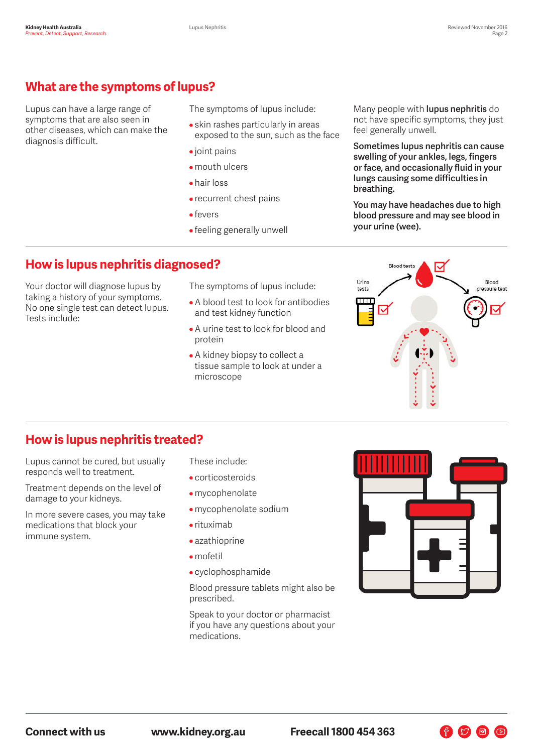## What are the symptoms of lupus?

Lupus can have a large range of symptoms that are also seen in other diseases, which can make the diagnosis difficult.

The symptoms of lupus include:

- skin rashes particularly in areas exposed to the sun, such as the face
- joint pains
- mouth ulcers
- hair loss
- recurrent chest pains
- fevers
- feeling generally unwell

Many people with **lupus nephritis** do not have specific symptoms, they just feel generally unwell.

**Sometimes lupus nephritis can cause swelling of your ankles, legs, fingers or face, and occasionally fluid in your lungs causing some difficulties in breathing.**

**You may have headaches due to high blood pressure and may see blood in your urine (wee).**

## How is lupus nephritis diagnosed?

Your doctor will diagnose lupus by taking a history of your symptoms. No one single test can detect lupus. Tests include:

The symptoms of lupus include:

- A blood test to look for antibodies and test kidney function
- A urine test to look for blood and protein
- A kidney biopsy to collect a tissue sample to look at under a microscope

## How is lupus nephritis treated?

Lupus cannot be cured, but usually responds well to treatment.

Treatment depends on the level of damage to your kidneys.

In more severe cases, you may take medications that block your immune system.

These include:

- corticosteroids
- mycophenolate
- mycophenolate sodium
- rituximab
- azathioprine
- mofetil
- cyclophosphamide

Blood pressure tablets might also be prescribed.

Speak to your doctor or pharmacist if you have any questions about your medications.

**Connect with us** **www.kidney.org.au** **Freecall 1800 454 363**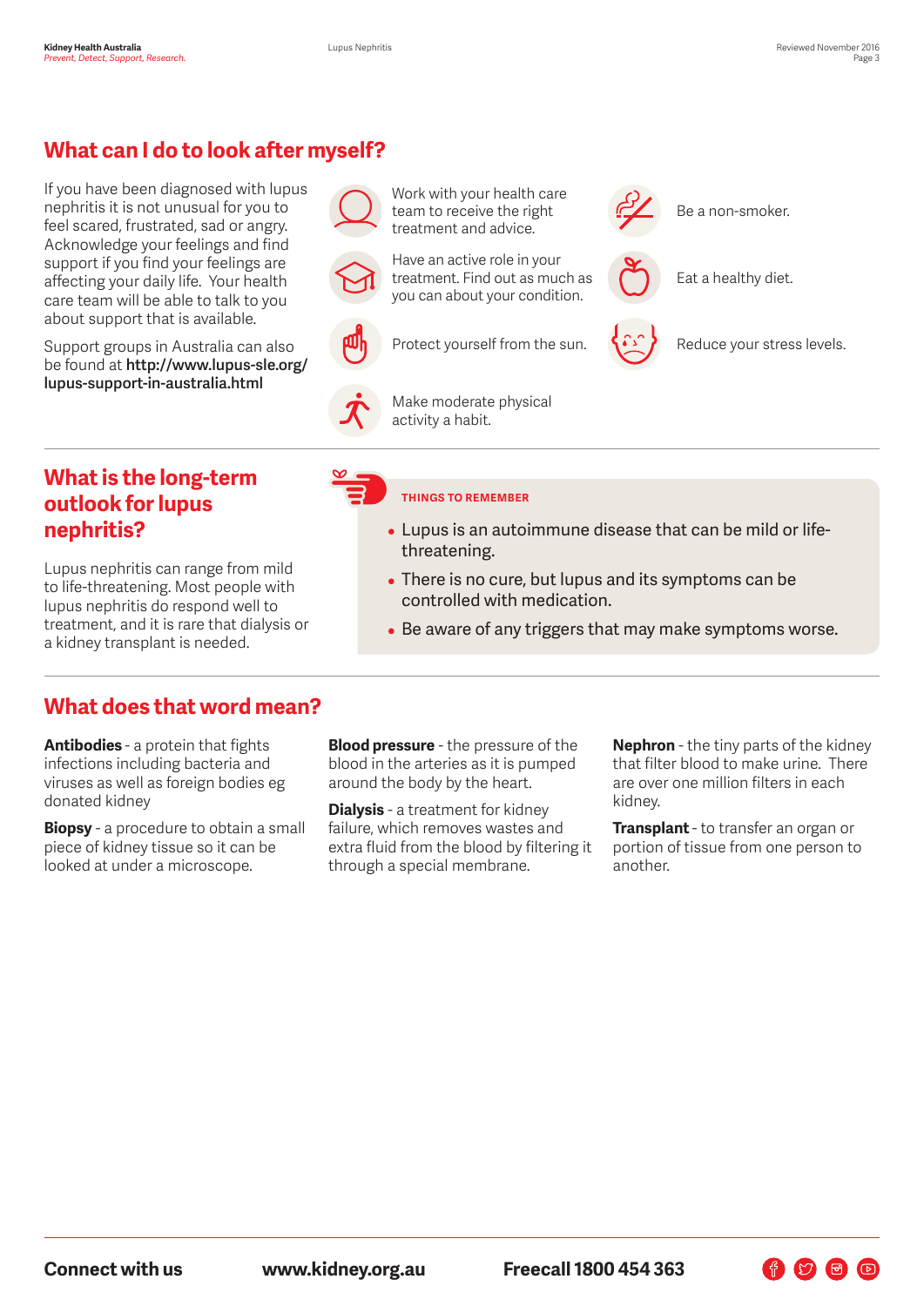## What can I do to look after myself?

If you have been diagnosed with lupus nephritis it is not unusual for you to feel scared, frustrated, sad or angry. Acknowledge your feelings and find support if you find your feelings are affecting your daily life. Your health care team will be able to talk to you about support that is available.

Support groups in Australia can also be found at **http://www.lupus-sle.org/lupus-support-in-australia.html**

- Work with your health care team to receive the right treatment and advice.
- Have an active role in your treatment. Find out as much as you can about your condition.
- Protect yourself from the sun.
- Make moderate physical activity a habit.
- Be a non-smoker.
- Eat a healthy diet.
- Reduce your stress levels.

## What is the long-term outlook for lupus nephritis?

Lupus nephritis can range from mild to life-threatening. Most people with lupus nephritis do respond well to treatment, and it is rare that dialysis or a kidney transplant is needed.

**THINGS TO REMEMBER**

- Lupus is an autoimmune disease that can be mild or life-threatening.
- There is no cure, but lupus and its symptoms can be controlled with medication.
- Be aware of any triggers that may make symptoms worse.

## What does that word mean?

**Antibodies** - a protein that fights infections including bacteria and viruses as well as foreign bodies eg donated kidney

**Biopsy** - a procedure to obtain a small piece of kidney tissue so it can be looked at under a microscope.

**Blood pressure** - the pressure of the blood in the arteries as it is pumped around the body by the heart.

**Dialysis** - a treatment for kidney failure, which removes wastes and extra fluid from the blood by filtering it through a special membrane.

**Nephron** - the tiny parts of the kidney that filter blood to make urine. There are over one million filters in each kidney.

**Transplant** - to transfer an organ or portion of tissue from one person to another.

**Connect with us** **www.kidney.org.au** **Freecall 1800 454 363**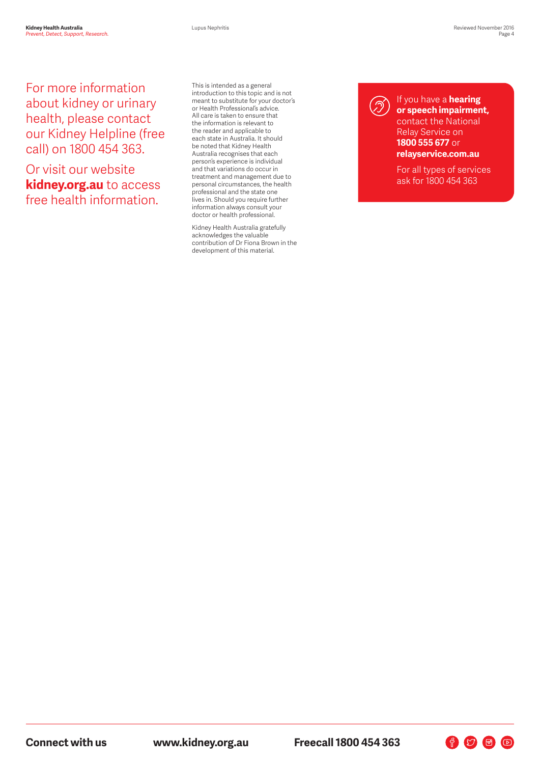For more information about kidney or urinary health, please contact our Kidney Helpline (free call) on 1800 454 363.

Or visit our website **kidney.org.au** to access free health information.

This is intended as a general introduction to this topic and is not meant to substitute for your doctor's or Health Professional's advice. All care is taken to ensure that the information is relevant to the reader and applicable to each state in Australia. It should be noted that Kidney Health Australia recognises that each person's experience is individual and that variations do occur in treatment and management due to personal circumstances, the health professional and the state one lives in. Should you require further information always consult your doctor or health professional.

Kidney Health Australia gratefully acknowledges the valuable contribution of Dr Fiona Brown in the development of this material.

If you have a **hearing or speech impairment,** contact the National Relay Service on **1800 555 677** or **relayservice.com.au**

For all types of services ask for 1800 454 363

**Connect with us** **www.kidney.org.au** **Freecall 1800 454 363**